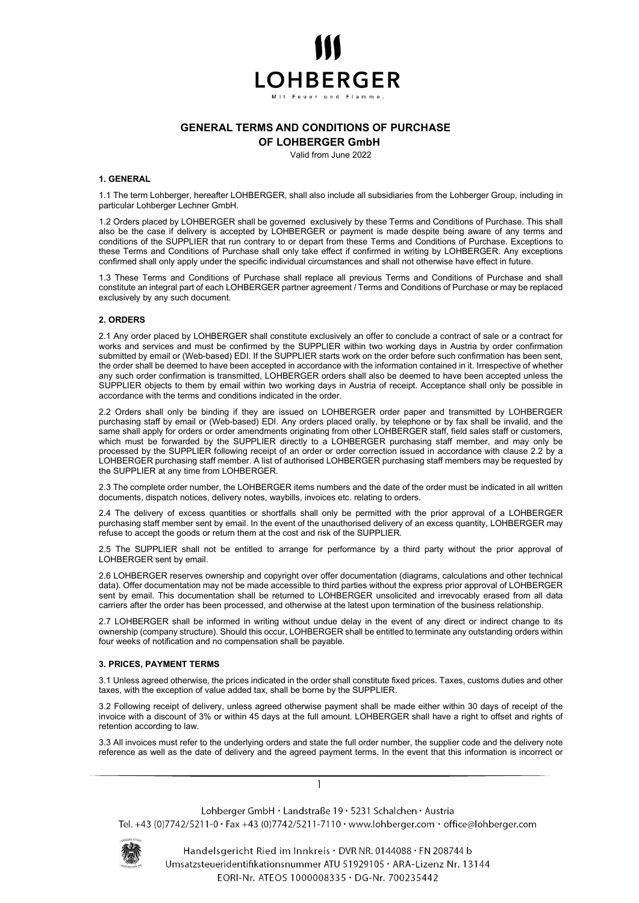# GENERAL TERMS AND CONDITIONS OF PURCHASE OF LOHBERGER GmbH

Valid from June 2022

### 1. GENERAL

1.1 The term Lohberger, hereafter LOHBERGER, shall also include all subsidiaries from the Lohberger Group, including in particular Lohberger Lechner GmbH.

1.2 Orders placed by LOHBERGER shall be governed exclusively by these Terms and Conditions of Purchase. This shall also be the case if delivery is accepted by LOHBERGER or payment is made despite being aware of any terms and conditions of the SUPPLIER that run contrary to or depart from these Terms and Conditions of Purchase. Exceptions to these Terms and Conditions of Purchase shall only take effect if confirmed in writing by LOHBERGER. Any exceptions confirmed shall only apply under the specific individual circumstances and shall not otherwise have effect in future.

1.3 These Terms and Conditions of Purchase shall replace all previous Terms and Conditions of Purchase and shall constitute an integral part of each LOHBERGER partner agreement / Terms and Conditions of Purchase or may be replaced exclusively by any such document.

### 2. ORDERS

2.1 Any order placed by LOHBERGER shall constitute exclusively an offer to conclude a contract of sale or a contract for works and services and must be confirmed by the SUPPLIER within two working days in Austria by order confirmation submitted by email or (Web-based) EDI. If the SUPPLIER starts work on the order before such confirmation has been sent, the order shall be deemed to have been accepted in accordance with the information contained in it. Irrespective of whether any such order confirmation is transmitted, LOHBERGER orders shall also be deemed to have been accepted unless the SUPPLIER objects to them by email within two working days in Austria of receipt. Acceptance shall only be possible in accordance with the terms and conditions indicated in the order.

2.2 Orders shall only be binding if they are issued on LOHBERGER order paper and transmitted by LOHBERGER purchasing staff by email or (Web-based) EDI. Any orders placed orally, by telephone or by fax shall be invalid, and the same shall apply for orders or order amendments originating from other LOHBERGER staff, field sales staff or customers, which must be forwarded by the SUPPLIER directly to a LOHBERGER purchasing staff member, and may only be processed by the SUPPLIER following receipt of an order or order correction issued in accordance with clause 2.2 by a LOHBERGER purchasing staff member. A list of authorised LOHBERGER purchasing staff members may be requested by the SUPPLIER at any time from LOHBERGER.

2.3 The complete order number, the LOHBERGER items numbers and the date of the order must be indicated in all written documents, dispatch notices, delivery notes, waybills, invoices etc. relating to orders.

2.4 The delivery of excess quantities or shortfalls shall only be permitted with the prior approval of a LOHBERGER purchasing staff member sent by email. In the event of the unauthorised delivery of an excess quantity, LOHBERGER may refuse to accept the goods or return them at the cost and risk of the SUPPLIER.

2.5 The SUPPLIER shall not be entitled to arrange for performance by a third party without the prior approval of LOHBERGER sent by email.

2.6 LOHBERGER reserves ownership and copyright over offer documentation (diagrams, calculations and other technical data). Offer documentation may not be made accessible to third parties without the express prior approval of LOHBERGER sent by email. This documentation shall be returned to LOHBERGER unsolicited and irrevocably erased from all data carriers after the order has been processed, and otherwise at the latest upon termination of the business relationship.

2.7 LOHBERGER shall be informed in writing without undue delay in the event of any direct or indirect change to its ownership (company structure). Should this occur, LOHBERGER shall be entitled to terminate any outstanding orders within four weeks of notification and no compensation shall be payable.

### 3. PRICES, PAYMENT TERMS

3.1 Unless agreed otherwise, the prices indicated in the order shall constitute fixed prices. Taxes, customs duties and other taxes, with the exception of value added tax, shall be borne by the SUPPLIER.

3.2 Following receipt of delivery, unless agreed otherwise payment shall be made either within 30 days of receipt of the invoice with a discount of 3% or within 45 days at the full amount. LOHBERGER shall have a right to offset and rights of retention according to law.

3.3 All invoices must refer to the underlying orders and state the full order number, the supplier code and the delivery note reference as well as the date of delivery and the agreed payment terms. In the event that this information is incorrect or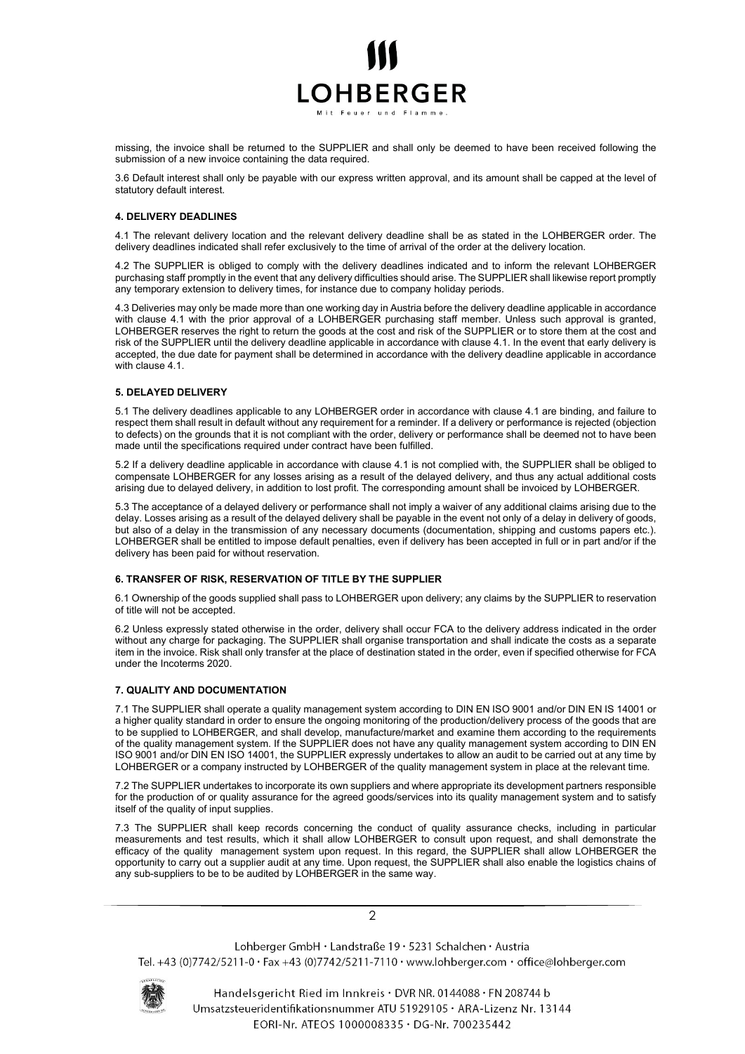missing, the invoice shall be returned to the SUPPLIER and shall only be deemed to have been received following the submission of a new invoice containing the data required.

3.6 Default interest shall only be payable with our express written approval, and its amount shall be capped at the level of statutory default interest.

#### 4. DELIVERY DEADLINES

4.1 The relevant delivery location and the relevant delivery deadline shall be as stated in the LOHBERGER order. The delivery deadlines indicated shall refer exclusively to the time of arrival of the order at the delivery location.

4.2 The SUPPLIER is obliged to comply with the delivery deadlines indicated and to inform the relevant LOHBERGER purchasing staff promptly in the event that any delivery difficulties should arise. The SUPPLIER shall likewise report promptly any temporary extension to delivery times, for instance due to company holiday periods.

4.3 Deliveries may only be made more than one working day in Austria before the delivery deadline applicable in accordance with clause 4.1 with the prior approval of a LOHBERGER purchasing staff member. Unless such approval is granted, LOHBERGER reserves the right to return the goods at the cost and risk of the SUPPLIER or to store them at the cost and risk of the SUPPLIER until the delivery deadline applicable in accordance with clause 4.1. In the event that early delivery is accepted, the due date for payment shall be determined in accordance with the delivery deadline applicable in accordance with clause 4.1.

#### 5. DELAYED DELIVERY

5.1 The delivery deadlines applicable to any LOHBERGER order in accordance with clause 4.1 are binding, and failure to respect them shall result in default without any requirement for a reminder. If a delivery or performance is rejected (objection to defects) on the grounds that it is not compliant with the order, delivery or performance shall be deemed not to have been made until the specifications required under contract have been fulfilled.

5.2 If a delivery deadline applicable in accordance with clause 4.1 is not complied with, the SUPPLIER shall be obliged to compensate LOHBERGER for any losses arising as a result of the delayed delivery, and thus any actual additional costs arising due to delayed delivery, in addition to lost profit. The corresponding amount shall be invoiced by LOHBERGER.

5.3 The acceptance of a delayed delivery or performance shall not imply a waiver of any additional claims arising due to the delay. Losses arising as a result of the delayed delivery shall be payable in the event not only of a delay in delivery of goods, but also of a delay in the transmission of any necessary documents (documentation, shipping and customs papers etc.). LOHBERGER shall be entitled to impose default penalties, even if delivery has been accepted in full or in part and/or if the delivery has been paid for without reservation.

#### 6. TRANSFER OF RISK, RESERVATION OF TITLE BY THE SUPPLIER

6.1 Ownership of the goods supplied shall pass to LOHBERGER upon delivery; any claims by the SUPPLIER to reservation of title will not be accepted.

6.2 Unless expressly stated otherwise in the order, delivery shall occur FCA to the delivery address indicated in the order without any charge for packaging. The SUPPLIER shall organise transportation and shall indicate the costs as a separate item in the invoice. Risk shall only transfer at the place of destination stated in the order, even if specified otherwise for FCA under the Incoterms 2020.

#### 7. QUALITY AND DOCUMENTATION

7.1 The SUPPLIER shall operate a quality management system according to DIN EN ISO 9001 and/or DIN EN IS 14001 or a higher quality standard in order to ensure the ongoing monitoring of the production/delivery process of the goods that are to be supplied to LOHBERGER, and shall develop, manufacture/market and examine them according to the requirements of the quality management system. If the SUPPLIER does not have any quality management system according to DIN EN ISO 9001 and/or DIN EN ISO 14001, the SUPPLIER expressly undertakes to allow an audit to be carried out at any time by LOHBERGER or a company instructed by LOHBERGER of the quality management system in place at the relevant time.

7.2 The SUPPLIER undertakes to incorporate its own suppliers and where appropriate its development partners responsible for the production of or quality assurance for the agreed goods/services into its quality management system and to satisfy itself of the quality of input supplies.

7.3 The SUPPLIER shall keep records concerning the conduct of quality assurance checks, including in particular measurements and test results, which it shall allow LOHBERGER to consult upon request, and shall demonstrate the efficacy of the quality management system upon request. In this regard, the SUPPLIER shall allow LOHBERGER the opportunity to carry out a supplier audit at any time. Upon request, the SUPPLIER shall also enable the logistics chains of any sub-suppliers to be to be audited by LOHBERGER in the same way.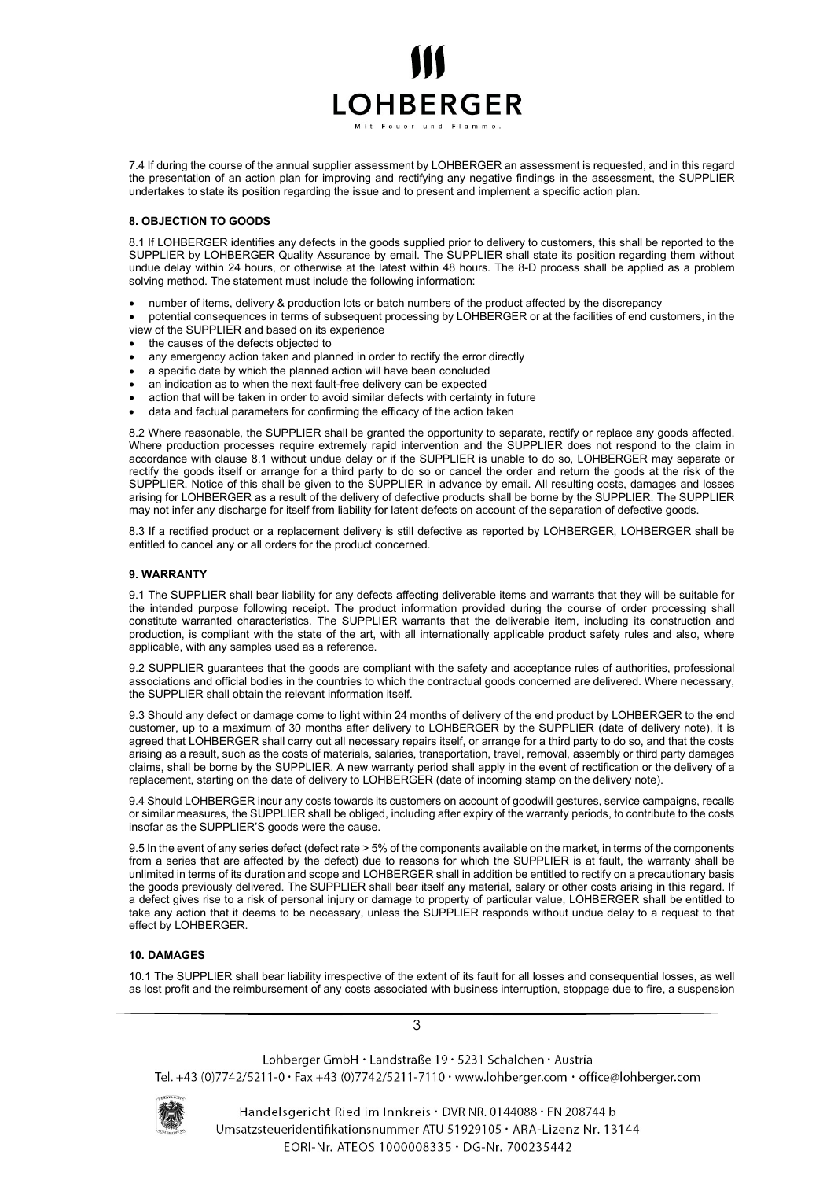7.4 If during the course of the annual supplier assessment by LOHBERGER an assessment is requested, and in this regard the presentation of an action plan for improving and rectifying any negative findings in the assessment, the SUPPLIER undertakes to state its position regarding the issue and to present and implement a specific action plan.

**8. OBJECTION TO GOODS**

8.1 If LOHBERGER identifies any defects in the goods supplied prior to delivery to customers, this shall be reported to the SUPPLIER by LOHBERGER Quality Assurance by email. The SUPPLIER shall state its position regarding them without undue delay within 24 hours, or otherwise at the latest within 48 hours. The 8-D process shall be applied as a problem solving method. The statement must include the following information:

- number of items, delivery & production lots or batch numbers of the product affected by the discrepancy
- potential consequences in terms of subsequent processing by LOHBERGER or at the facilities of end customers, in the view of the SUPPLIER and based on its experience
- the causes of the defects objected to
- any emergency action taken and planned in order to rectify the error directly
- a specific date by which the planned action will have been concluded
- an indication as to when the next fault-free delivery can be expected
- action that will be taken in order to avoid similar defects with certainty in future
- data and factual parameters for confirming the efficacy of the action taken

8.2 Where reasonable, the SUPPLIER shall be granted the opportunity to separate, rectify or replace any goods affected. Where production processes require extremely rapid intervention and the SUPPLIER does not respond to the claim in accordance with clause 8.1 without undue delay or if the SUPPLIER is unable to do so, LOHBERGER may separate or rectify the goods itself or arrange for a third party to do so or cancel the order and return the goods at the risk of the SUPPLIER. Notice of this shall be given to the SUPPLIER in advance by email. All resulting costs, damages and losses arising for LOHBERGER as a result of the delivery of defective products shall be borne by the SUPPLIER. The SUPPLIER may not infer any discharge for itself from liability for latent defects on account of the separation of defective goods.

8.3 If a rectified product or a replacement delivery is still defective as reported by LOHBERGER, LOHBERGER shall be entitled to cancel any or all orders for the product concerned.

**9. WARRANTY**

9.1 The SUPPLIER shall bear liability for any defects affecting deliverable items and warrants that they will be suitable for the intended purpose following receipt. The product information provided during the course of order processing shall constitute warranted characteristics. The SUPPLIER warrants that the deliverable item, including its construction and production, is compliant with the state of the art, with all internationally applicable product safety rules and also, where applicable, with any samples used as a reference.

9.2 SUPPLIER guarantees that the goods are compliant with the safety and acceptance rules of authorities, professional associations and official bodies in the countries to which the contractual goods concerned are delivered. Where necessary, the SUPPLIER shall obtain the relevant information itself.

9.3 Should any defect or damage come to light within 24 months of delivery of the end product by LOHBERGER to the end customer, up to a maximum of 30 months after delivery to LOHBERGER by the SUPPLIER (date of delivery note), it is agreed that LOHBERGER shall carry out all necessary repairs itself, or arrange for a third party to do so, and that the costs arising as a result, such as the costs of materials, salaries, transportation, travel, removal, assembly or third party damages claims, shall be borne by the SUPPLIER. A new warranty period shall apply in the event of rectification or the delivery of a replacement, starting on the date of delivery to LOHBERGER (date of incoming stamp on the delivery note).

9.4 Should LOHBERGER incur any costs towards its customers on account of goodwill gestures, service campaigns, recalls or similar measures, the SUPPLIER shall be obliged, including after expiry of the warranty periods, to contribute to the costs insofar as the SUPPLIER'S goods were the cause.

9.5 In the event of any series defect (defect rate > 5% of the components available on the market, in terms of the components from a series that are affected by the defect) due to reasons for which the SUPPLIER is at fault, the warranty shall be unlimited in terms of its duration and scope and LOHBERGER shall in addition be entitled to rectify on a precautionary basis the goods previously delivered. The SUPPLIER shall bear itself any material, salary or other costs arising in this regard. If a defect gives rise to a risk of personal injury or damage to property of particular value, LOHBERGER shall be entitled to take any action that it deems to be necessary, unless the SUPPLIER responds without undue delay to a request to that effect by LOHBERGER.

**10. DAMAGES**

10.1 The SUPPLIER shall bear liability irrespective of the extent of its fault for all losses and consequential losses, as well as lost profit and the reimbursement of any costs associated with business interruption, stoppage due to fire, a suspension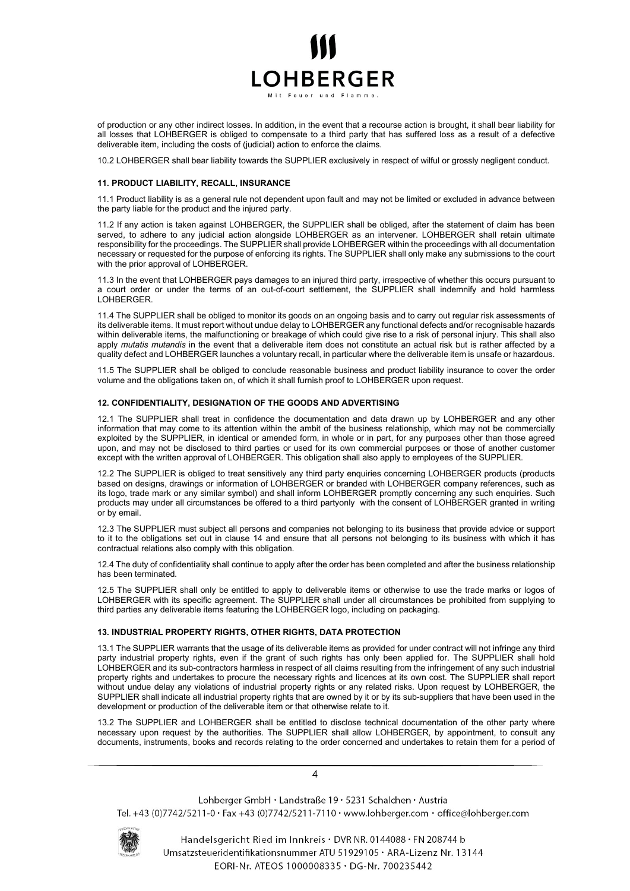of production or any other indirect losses. In addition, in the event that a recourse action is brought, it shall bear liability for all losses that LOHBERGER is obliged to compensate to a third party that has suffered loss as a result of a defective deliverable item, including the costs of (judicial) action to enforce the claims.

10.2 LOHBERGER shall bear liability towards the SUPPLIER exclusively in respect of wilful or grossly negligent conduct.

### 11. PRODUCT LIABILITY, RECALL, INSURANCE

11.1 Product liability is as a general rule not dependent upon fault and may not be limited or excluded in advance between the party liable for the product and the injured party.

11.2 If any action is taken against LOHBERGER, the SUPPLIER shall be obliged, after the statement of claim has been served, to adhere to any judicial action alongside LOHBERGER as an intervener. LOHBERGER shall retain ultimate responsibility for the proceedings. The SUPPLIER shall provide LOHBERGER within the proceedings with all documentation necessary or requested for the purpose of enforcing its rights. The SUPPLIER shall only make any submissions to the court with the prior approval of LOHBERGER.

11.3 In the event that LOHBERGER pays damages to an injured third party, irrespective of whether this occurs pursuant to a court order or under the terms of an out-of-court settlement, the SUPPLIER shall indemnify and hold harmless LOHBERGER.

11.4 The SUPPLIER shall be obliged to monitor its goods on an ongoing basis and to carry out regular risk assessments of its deliverable items. It must report without undue delay to LOHBERGER any functional defects and/or recognisable hazards within deliverable items, the malfunctioning or breakage of which could give rise to a risk of personal injury. This shall also apply *mutatis mutandis* in the event that a deliverable item does not constitute an actual risk but is rather affected by a quality defect and LOHBERGER launches a voluntary recall, in particular where the deliverable item is unsafe or hazardous.

11.5 The SUPPLIER shall be obliged to conclude reasonable business and product liability insurance to cover the order volume and the obligations taken on, of which it shall furnish proof to LOHBERGER upon request.

### 12. CONFIDENTIALITY, DESIGNATION OF THE GOODS AND ADVERTISING

12.1 The SUPPLIER shall treat in confidence the documentation and data drawn up by LOHBERGER and any other information that may come to its attention within the ambit of the business relationship, which may not be commercially exploited by the SUPPLIER, in identical or amended form, in whole or in part, for any purposes other than those agreed upon, and may not be disclosed to third parties or used for its own commercial purposes or those of another customer except with the written approval of LOHBERGER. This obligation shall also apply to employees of the SUPPLIER.

12.2 The SUPPLIER is obliged to treat sensitively any third party enquiries concerning LOHBERGER products (products based on designs, drawings or information of LOHBERGER or branded with LOHBERGER company references, such as its logo, trade mark or any similar symbol) and shall inform LOHBERGER promptly concerning any such enquiries. Such products may under all circumstances be offered to a third partyonly with the consent of LOHBERGER granted in writing or by email.

12.3 The SUPPLIER must subject all persons and companies not belonging to its business that provide advice or support to it to the obligations set out in clause 14 and ensure that all persons not belonging to its business with which it has contractual relations also comply with this obligation.

12.4 The duty of confidentiality shall continue to apply after the order has been completed and after the business relationship has been terminated.

12.5 The SUPPLIER shall only be entitled to apply to deliverable items or otherwise to use the trade marks or logos of LOHBERGER with its specific agreement. The SUPPLIER shall under all circumstances be prohibited from supplying to third parties any deliverable items featuring the LOHBERGER logo, including on packaging.

### 13. INDUSTRIAL PROPERTY RIGHTS, OTHER RIGHTS, DATA PROTECTION

13.1 The SUPPLIER warrants that the usage of its deliverable items as provided for under contract will not infringe any third party industrial property rights, even if the grant of such rights has only been applied for. The SUPPLIER shall hold LOHBERGER and its sub-contractors harmless in respect of all claims resulting from the infringement of any such industrial property rights and undertakes to procure the necessary rights and licences at its own cost. The SUPPLIER shall report without undue delay any violations of industrial property rights or any related risks. Upon request by LOHBERGER, the SUPPLIER shall indicate all industrial property rights that are owned by it or by its sub-suppliers that have been used in the development or production of the deliverable item or that otherwise relate to it.

13.2 The SUPPLIER and LOHBERGER shall be entitled to disclose technical documentation of the other party where necessary upon request by the authorities. The SUPPLIER shall allow LOHBERGER, by appointment, to consult any documents, instruments, books and records relating to the order concerned and undertakes to retain them for a period of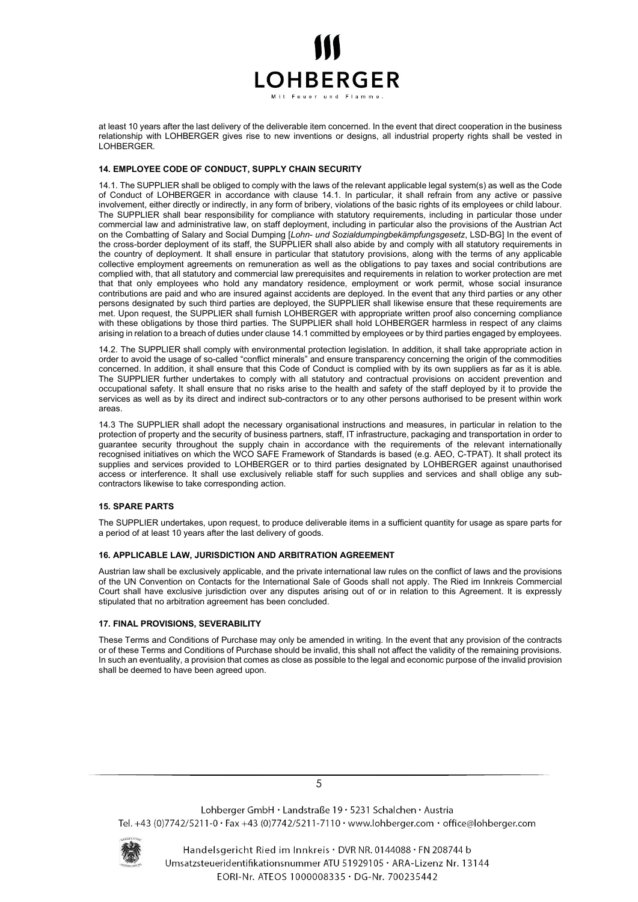at least 10 years after the last delivery of the deliverable item concerned. In the event that direct cooperation in the business relationship with LOHBERGER gives rise to new inventions or designs, all industrial property rights shall be vested in LOHBERGER.

**14. EMPLOYEE CODE OF CONDUCT, SUPPLY CHAIN SECURITY**

14.1. The SUPPLIER shall be obliged to comply with the laws of the relevant applicable legal system(s) as well as the Code of Conduct of LOHBERGER in accordance with clause 14.1. In particular, it shall refrain from any active or passive involvement, either directly or indirectly, in any form of bribery, violations of the basic rights of its employees or child labour. The SUPPLIER shall bear responsibility for compliance with statutory requirements, including in particular those under commercial law and administrative law, on staff deployment, including in particular also the provisions of the Austrian Act on the Combatting of Salary and Social Dumping [*Lohn- und Sozialdumpingbekämpfungsgesetz*, LSD-BG] In the event of the cross-border deployment of its staff, the SUPPLIER shall also abide by and comply with all statutory requirements in the country of deployment. It shall ensure in particular that statutory provisions, along with the terms of any applicable collective employment agreements on remuneration as well as the obligations to pay taxes and social contributions are complied with, that all statutory and commercial law prerequisites and requirements in relation to worker protection are met that that only employees who hold any mandatory residence, employment or work permit, whose social insurance contributions are paid and who are insured against accidents are deployed. In the event that any third parties or any other persons designated by such third parties are deployed, the SUPPLIER shall likewise ensure that these requirements are met. Upon request, the SUPPLIER shall furnish LOHBERGER with appropriate written proof also concerning compliance with these obligations by those third parties. The SUPPLIER shall hold LOHBERGER harmless in respect of any claims arising in relation to a breach of duties under clause 14.1 committed by employees or by third parties engaged by employees.

14.2. The SUPPLIER shall comply with environmental protection legislation. In addition, it shall take appropriate action in order to avoid the usage of so-called "conflict minerals" and ensure transparency concerning the origin of the commodities concerned. In addition, it shall ensure that this Code of Conduct is complied with by its own suppliers as far as it is able. The SUPPLIER further undertakes to comply with all statutory and contractual provisions on accident prevention and occupational safety. It shall ensure that no risks arise to the health and safety of the staff deployed by it to provide the services as well as by its direct and indirect sub-contractors or to any other persons authorised to be present within work areas.

14.3 The SUPPLIER shall adopt the necessary organisational instructions and measures, in particular in relation to the protection of property and the security of business partners, staff, IT infrastructure, packaging and transportation in order to guarantee security throughout the supply chain in accordance with the requirements of the relevant internationally recognised initiatives on which the WCO SAFE Framework of Standards is based (e.g. AEO, C-TPAT). It shall protect its supplies and services provided to LOHBERGER or to third parties designated by LOHBERGER against unauthorised access or interference. It shall use exclusively reliable staff for such supplies and services and shall oblige any sub-contractors likewise to take corresponding action.

**15. SPARE PARTS**

The SUPPLIER undertakes, upon request, to produce deliverable items in a sufficient quantity for usage as spare parts for a period of at least 10 years after the last delivery of goods.

**16. APPLICABLE LAW, JURISDICTION AND ARBITRATION AGREEMENT**

Austrian law shall be exclusively applicable, and the private international law rules on the conflict of laws and the provisions of the UN Convention on Contacts for the International Sale of Goods shall not apply. The Ried im Innkreis Commercial Court shall have exclusive jurisdiction over any disputes arising out of or in relation to this Agreement. It is expressly stipulated that no arbitration agreement has been concluded.

**17. FINAL PROVISIONS, SEVERABILITY**

These Terms and Conditions of Purchase may only be amended in writing. In the event that any provision of the contracts or of these Terms and Conditions of Purchase should be invalid, this shall not affect the validity of the remaining provisions. In such an eventuality, a provision that comes as close as possible to the legal and economic purpose of the invalid provision shall be deemed to have been agreed upon.